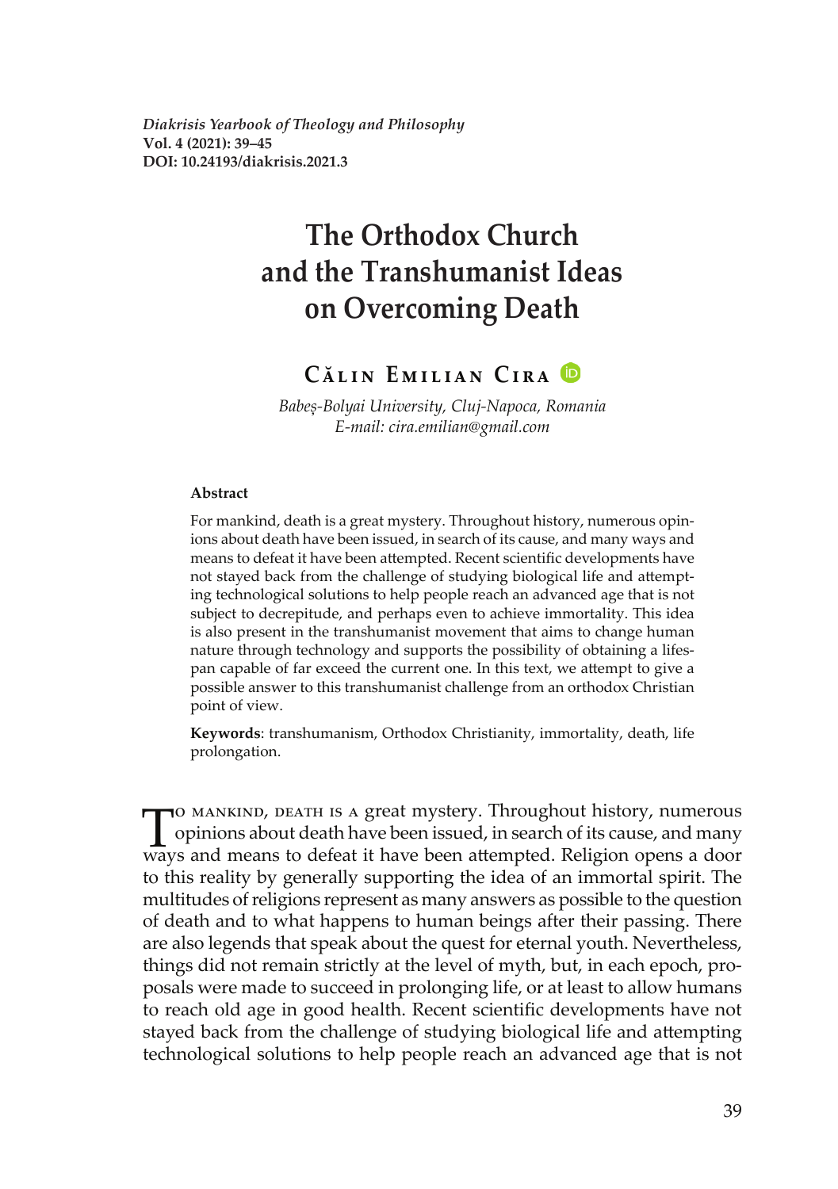*Diakrisis Yearbook of Theology and Philosophy*
**Vol. 4 (2021): 39–45**
**DOI: 10.24193/diakrisis.2021.3**

# The Orthodox Church and the Transhumanist Ideas on Overcoming Death

**Călin Emilian Cira**

*Babeș-Bolyai University, Cluj-Napoca, Romania*
*E-mail: cira.emilian@gmail.com*

**Abstract**

For mankind, death is a great mystery. Throughout history, numerous opinions about death have been issued, in search of its cause, and many ways and means to defeat it have been attempted. Recent scientific developments have not stayed back from the challenge of studying biological life and attempting technological solutions to help people reach an advanced age that is not subject to decrepitude, and perhaps even to achieve immortality. This idea is also present in the transhumanist movement that aims to change human nature through technology and supports the possibility of obtaining a lifespan capable of far exceed the current one. In this text, we attempt to give a possible answer to this transhumanist challenge from an orthodox Christian point of view.

**Keywords**: transhumanism, Orthodox Christianity, immortality, death, life prolongation.

To mankind, death is a great mystery. Throughout history, numerous opinions about death have been issued, in search of its cause, and many ways and means to defeat it have been attempted. Religion opens a door to this reality by generally supporting the idea of an immortal spirit. The multitudes of religions represent as many answers as possible to the question of death and to what happens to human beings after their passing. There are also legends that speak about the quest for eternal youth. Nevertheless, things did not remain strictly at the level of myth, but, in each epoch, proposals were made to succeed in prolonging life, or at least to allow humans to reach old age in good health. Recent scientific developments have not stayed back from the challenge of studying biological life and attempting technological solutions to help people reach an advanced age that is not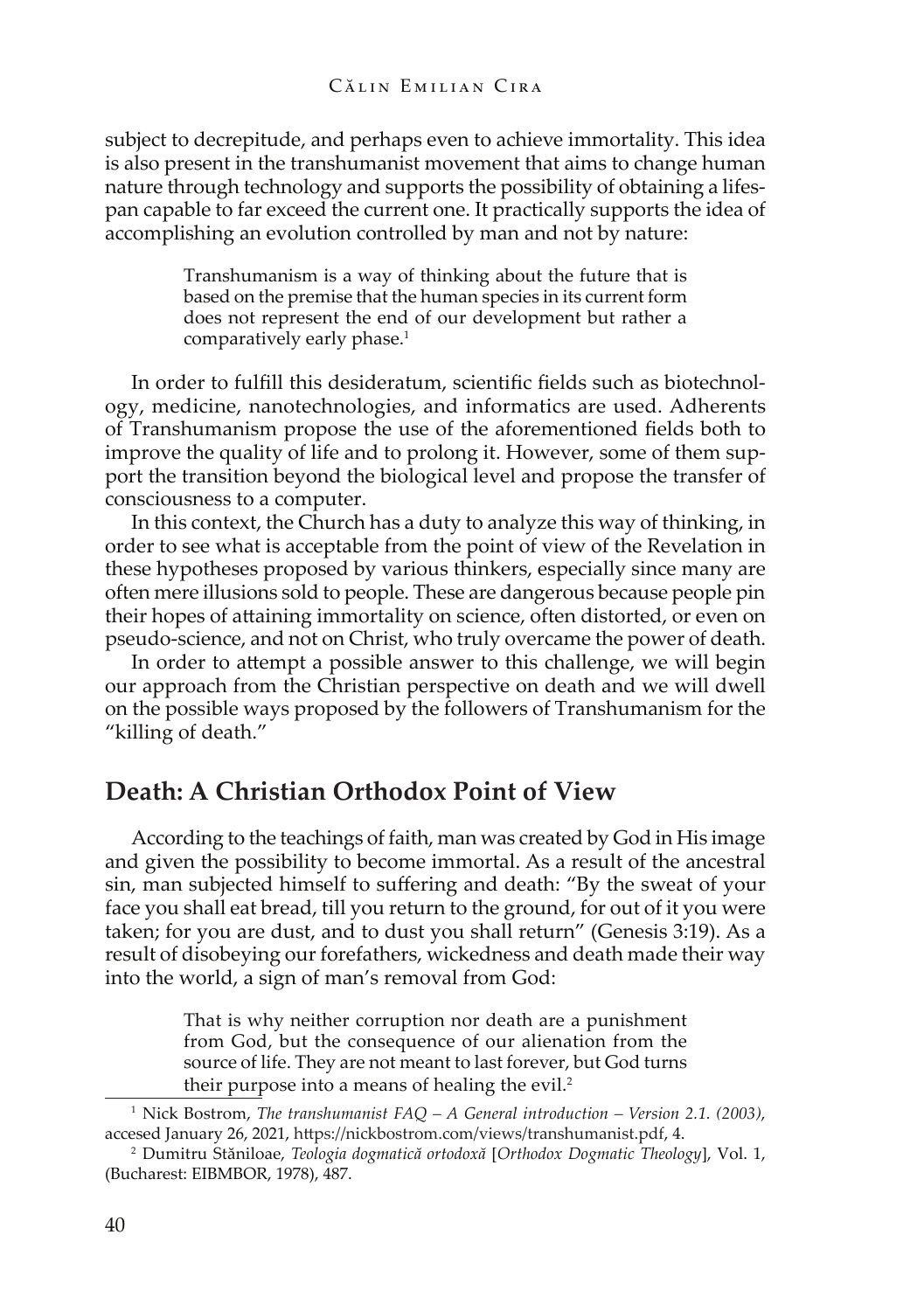subject to decrepitude, and perhaps even to achieve immortality. This idea is also present in the transhumanist movement that aims to change human nature through technology and supports the possibility of obtaining a lifespan capable to far exceed the current one. It practically supports the idea of accomplishing an evolution controlled by man and not by nature:

> Transhumanism is a way of thinking about the future that is based on the premise that the human species in its current form does not represent the end of our development but rather a comparatively early phase.[1]

In order to fulfill this desideratum, scientific fields such as biotechnology, medicine, nanotechnologies, and informatics are used. Adherents of Transhumanism propose the use of the aforementioned fields both to improve the quality of life and to prolong it. However, some of them support the transition beyond the biological level and propose the transfer of consciousness to a computer.

In this context, the Church has a duty to analyze this way of thinking, in order to see what is acceptable from the point of view of the Revelation in these hypotheses proposed by various thinkers, especially since many are often mere illusions sold to people. These are dangerous because people pin their hopes of attaining immortality on science, often distorted, or even on pseudo-science, and not on Christ, who truly overcame the power of death.

In order to attempt a possible answer to this challenge, we will begin our approach from the Christian perspective on death and we will dwell on the possible ways proposed by the followers of Transhumanism for the "killing of death."

## Death: A Christian Orthodox Point of View

According to the teachings of faith, man was created by God in His image and given the possibility to become immortal. As a result of the ancestral sin, man subjected himself to suffering and death: "By the sweat of your face you shall eat bread, till you return to the ground, for out of it you were taken; for you are dust, and to dust you shall return" (Genesis 3:19). As a result of disobeying our forefathers, wickedness and death made their way into the world, a sign of man's removal from God:

> That is why neither corruption nor death are a punishment from God, but the consequence of our alienation from the source of life. They are not meant to last forever, but God turns their purpose into a means of healing the evil.[2]

---

[1] Nick Bostrom, *The transhumanist FAQ – A General introduction – Version 2.1. (2003)*, accesed January 26, 2021, https://nickbostrom.com/views/transhumanist.pdf, 4.

[2] Dumitru Stăniloae, *Teologia dogmatică ortodoxă* [*Orthodox Dogmatic Theology*], Vol. 1, (Bucharest: EIBMBOR, 1978), 487.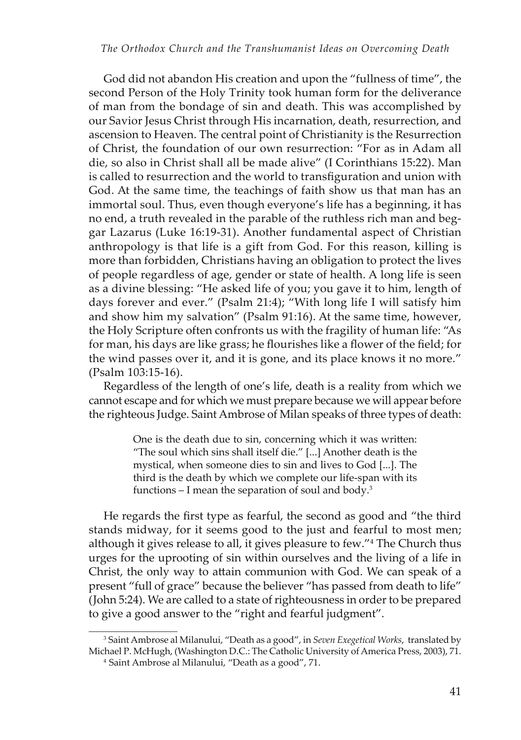God did not abandon His creation and upon the "fullness of time", the second Person of the Holy Trinity took human form for the deliverance of man from the bondage of sin and death. This was accomplished by our Savior Jesus Christ through His incarnation, death, resurrection, and ascension to Heaven. The central point of Christianity is the Resurrection of Christ, the foundation of our own resurrection: "For as in Adam all die, so also in Christ shall all be made alive" (I Corinthians 15:22). Man is called to resurrection and the world to transfiguration and union with God. At the same time, the teachings of faith show us that man has an immortal soul. Thus, even though everyone's life has a beginning, it has no end, a truth revealed in the parable of the ruthless rich man and beggar Lazarus (Luke 16:19-31). Another fundamental aspect of Christian anthropology is that life is a gift from God. For this reason, killing is more than forbidden, Christians having an obligation to protect the lives of people regardless of age, gender or state of health. A long life is seen as a divine blessing: "He asked life of you; you gave it to him, length of days forever and ever." (Psalm 21:4); "With long life I will satisfy him and show him my salvation" (Psalm 91:16). At the same time, however, the Holy Scripture often confronts us with the fragility of human life: "As for man, his days are like grass; he flourishes like a flower of the field; for the wind passes over it, and it is gone, and its place knows it no more." (Psalm 103:15-16).

Regardless of the length of one's life, death is a reality from which we cannot escape and for which we must prepare because we will appear before the righteous Judge. Saint Ambrose of Milan speaks of three types of death:

> One is the death due to sin, concerning which it was written: "The soul which sins shall itself die." [...] Another death is the mystical, when someone dies to sin and lives to God [...]. The third is the death by which we complete our life-span with its functions – I mean the separation of soul and body.[3]

He regards the first type as fearful, the second as good and "the third stands midway, for it seems good to the just and fearful to most men; although it gives release to all, it gives pleasure to few."[4] The Church thus urges for the uprooting of sin within ourselves and the living of a life in Christ, the only way to attain communion with God. We can speak of a present "full of grace" because the believer "has passed from death to life" (John 5:24). We are called to a state of righteousness in order to be prepared to give a good answer to the "right and fearful judgment".

---

[3] Saint Ambrose al Milanului, "Death as a good", in *Seven Exegetical Works*, translated by Michael P. McHugh, (Washington D.C.: The Catholic University of America Press, 2003), 71.

[4] Saint Ambrose al Milanului, "Death as a good", 71.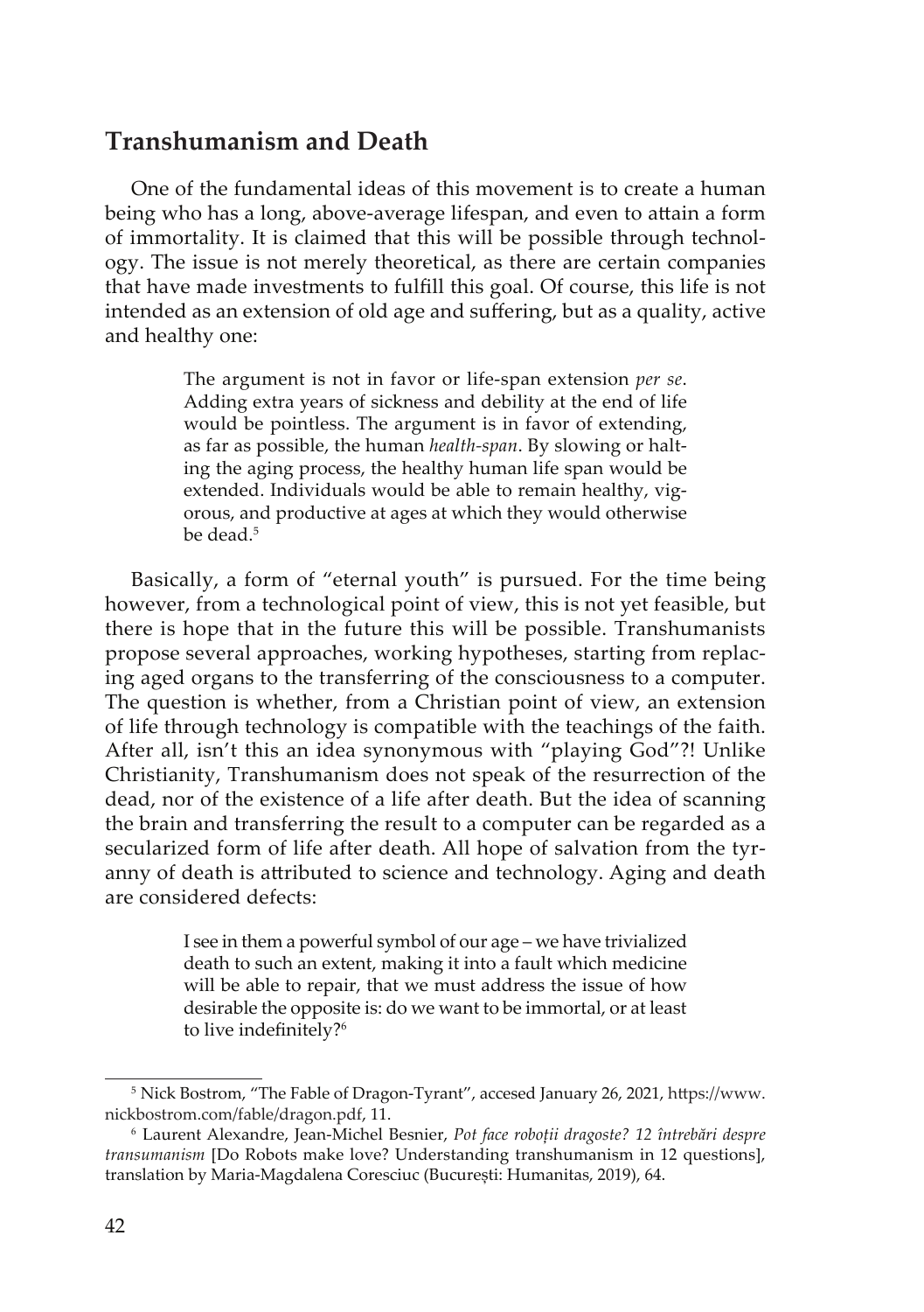## Transhumanism and Death

One of the fundamental ideas of this movement is to create a human being who has a long, above-average lifespan, and even to attain a form of immortality. It is claimed that this will be possible through technology. The issue is not merely theoretical, as there are certain companies that have made investments to fulfill this goal. Of course, this life is not intended as an extension of old age and suffering, but as a quality, active and healthy one:

> The argument is not in favor or life-span extension *per se*. Adding extra years of sickness and debility at the end of life would be pointless. The argument is in favor of extending, as far as possible, the human *health-span*. By slowing or halting the aging process, the healthy human life span would be extended. Individuals would be able to remain healthy, vigorous, and productive at ages at which they would otherwise be dead.[5]

Basically, a form of "eternal youth" is pursued. For the time being however, from a technological point of view, this is not yet feasible, but there is hope that in the future this will be possible. Transhumanists propose several approaches, working hypotheses, starting from replacing aged organs to the transferring of the consciousness to a computer. The question is whether, from a Christian point of view, an extension of life through technology is compatible with the teachings of the faith. After all, isn't this an idea synonymous with "playing God"?! Unlike Christianity, Transhumanism does not speak of the resurrection of the dead, nor of the existence of a life after death. But the idea of scanning the brain and transferring the result to a computer can be regarded as a secularized form of life after death. All hope of salvation from the tyranny of death is attributed to science and technology. Aging and death are considered defects:

> I see in them a powerful symbol of our age – we have trivialized death to such an extent, making it into a fault which medicine will be able to repair, that we must address the issue of how desirable the opposite is: do we want to be immortal, or at least to live indefinitely?[6]

---

[5] Nick Bostrom, "The Fable of Dragon-Tyrant", accesed January 26, 2021, https://www.nickbostrom.com/fable/dragon.pdf, 11.

[6] Laurent Alexandre, Jean-Michel Besnier, *Pot face roboții dragoste? 12 întrebări despre transumanism* [Do Robots make love? Understanding transhumanism in 12 questions], translation by Maria-Magdalena Corescіuc (București: Humanitas, 2019), 64.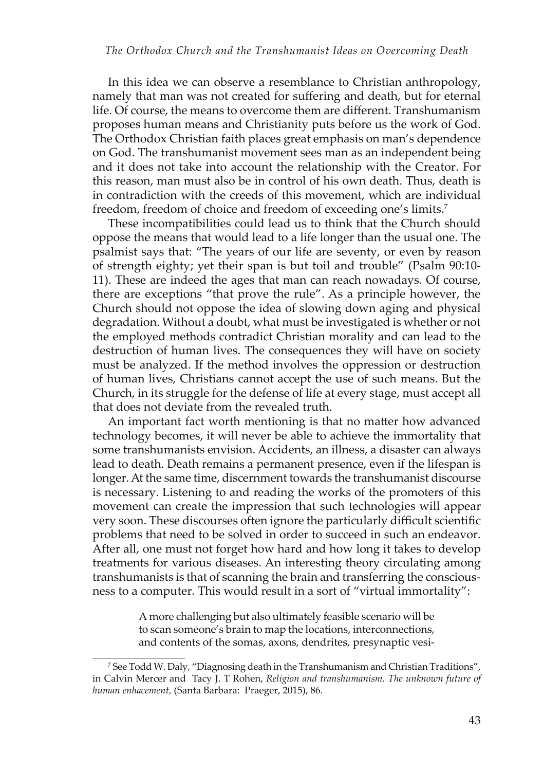In this idea we can observe a resemblance to Christian anthropology, namely that man was not created for suffering and death, but for eternal life. Of course, the means to overcome them are different. Transhumanism proposes human means and Christianity puts before us the work of God. The Orthodox Christian faith places great emphasis on man's dependence on God. The transhumanist movement sees man as an independent being and it does not take into account the relationship with the Creator. For this reason, man must also be in control of his own death. Thus, death is in contradiction with the creeds of this movement, which are individual freedom, freedom of choice and freedom of exceeding one's limits.[7]

These incompatibilities could lead us to think that the Church should oppose the means that would lead to a life longer than the usual one. The psalmist says that: "The years of our life are seventy, or even by reason of strength eighty; yet their span is but toil and trouble" (Psalm 90:10-11). These are indeed the ages that man can reach nowadays. Of course, there are exceptions "that prove the rule". As a principle however, the Church should not oppose the idea of slowing down aging and physical degradation. Without a doubt, what must be investigated is whether or not the employed methods contradict Christian morality and can lead to the destruction of human lives. The consequences they will have on society must be analyzed. If the method involves the oppression or destruction of human lives, Christians cannot accept the use of such means. But the Church, in its struggle for the defense of life at every stage, must accept all that does not deviate from the revealed truth.

An important fact worth mentioning is that no matter how advanced technology becomes, it will never be able to achieve the immortality that some transhumanists envision. Accidents, an illness, a disaster can always lead to death. Death remains a permanent presence, even if the lifespan is longer. At the same time, discernment towards the transhumanist discourse is necessary. Listening to and reading the works of the promoters of this movement can create the impression that such technologies will appear very soon. These discourses often ignore the particularly difficult scientific problems that need to be solved in order to succeed in such an endeavor. After all, one must not forget how hard and how long it takes to develop treatments for various diseases. An interesting theory circulating among transhumanists is that of scanning the brain and transferring the consciousness to a computer. This would result in a sort of "virtual immortality":

> A more challenging but also ultimately feasible scenario will be to scan someone's brain to map the locations, interconnections, and contents of the somas, axons, dendrites, presynaptic vesi-

---

[7] See Todd W. Daly, "Diagnosing death in the Transhumanism and Christian Traditions", in Calvin Mercer and Tacy J. T Rohen, *Religion and transhumanism. The unknown future of human enhacement,* (Santa Barbara: Praeger, 2015), 86.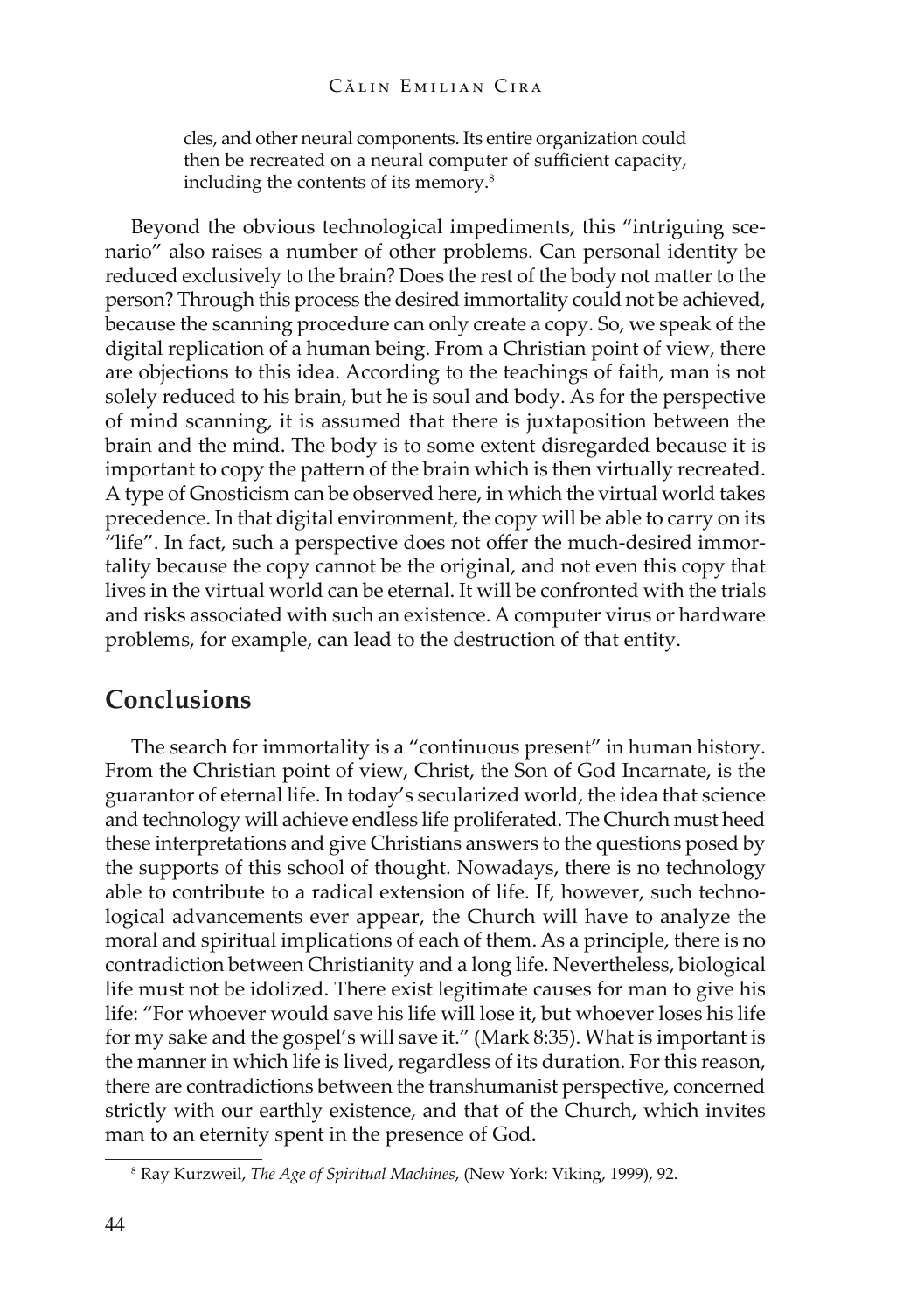> cles, and other neural components. Its entire organization could then be recreated on a neural computer of sufficient capacity, including the contents of its memory.[8]

Beyond the obvious technological impediments, this "intriguing scenario" also raises a number of other problems. Can personal identity be reduced exclusively to the brain? Does the rest of the body not matter to the person? Through this process the desired immortality could not be achieved, because the scanning procedure can only create a copy. So, we speak of the digital replication of a human being. From a Christian point of view, there are objections to this idea. According to the teachings of faith, man is not solely reduced to his brain, but he is soul and body. As for the perspective of mind scanning, it is assumed that there is juxtaposition between the brain and the mind. The body is to some extent disregarded because it is important to copy the pattern of the brain which is then virtually recreated. A type of Gnosticism can be observed here, in which the virtual world takes precedence. In that digital environment, the copy will be able to carry on its "life". In fact, such a perspective does not offer the much-desired immortality because the copy cannot be the original, and not even this copy that lives in the virtual world can be eternal. It will be confronted with the trials and risks associated with such an existence. A computer virus or hardware problems, for example, can lead to the destruction of that entity.

## Conclusions

The search for immortality is a "continuous present" in human history. From the Christian point of view, Christ, the Son of God Incarnate, is the guarantor of eternal life. In today's secularized world, the idea that science and technology will achieve endless life proliferated. The Church must heed these interpretations and give Christians answers to the questions posed by the supports of this school of thought. Nowadays, there is no technology able to contribute to a radical extension of life. If, however, such technological advancements ever appear, the Church will have to analyze the moral and spiritual implications of each of them. As a principle, there is no contradiction between Christianity and a long life. Nevertheless, biological life must not be idolized. There exist legitimate causes for man to give his life: "For whoever would save his life will lose it, but whoever loses his life for my sake and the gospel's will save it." (Mark 8:35). What is important is the manner in which life is lived, regardless of its duration. For this reason, there are contradictions between the transhumanist perspective, concerned strictly with our earthly existence, and that of the Church, which invites man to an eternity spent in the presence of God.

---

[8] Ray Kurzweil, *The Age of Spiritual Machines*, (New York: Viking, 1999), 92.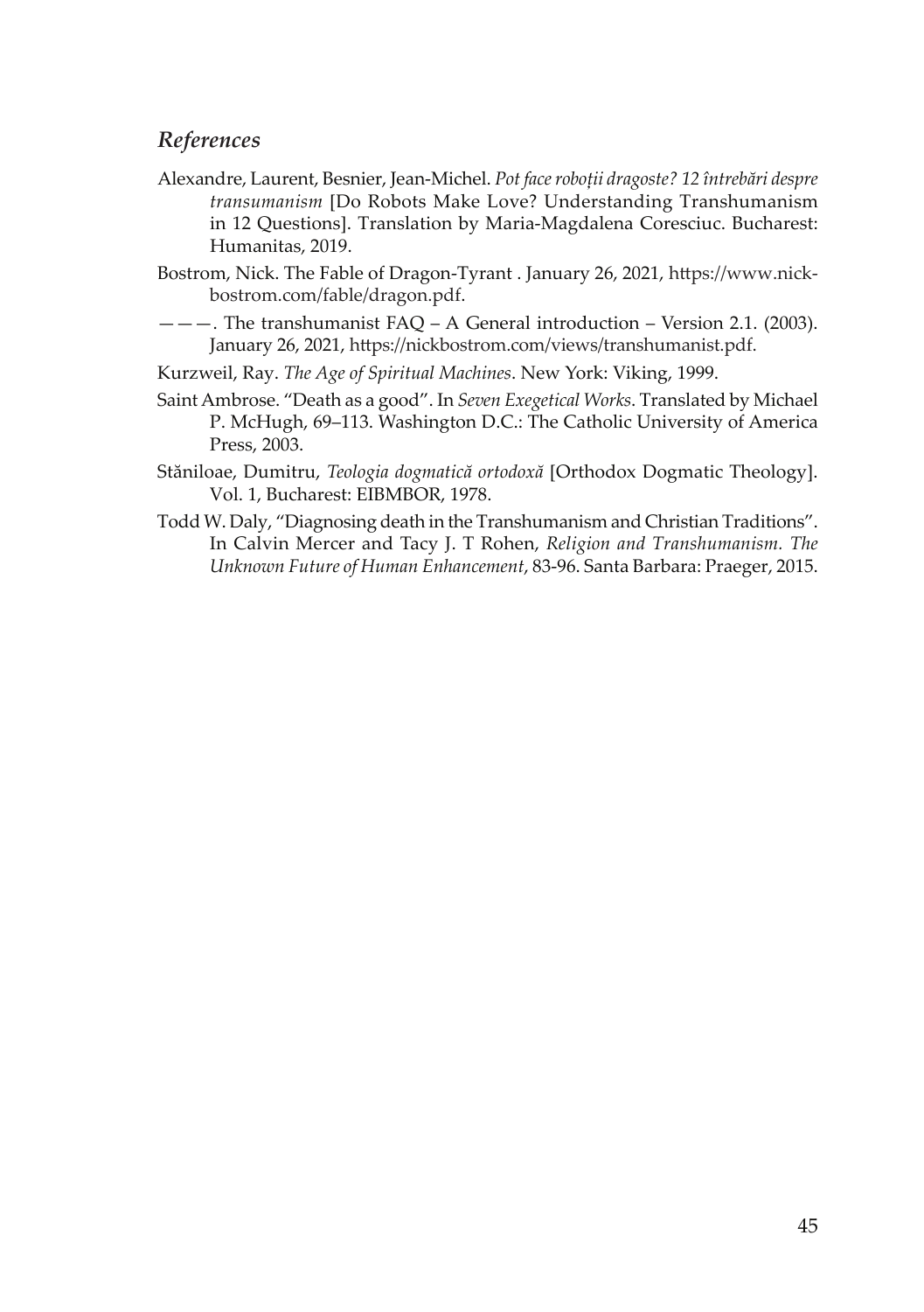### *References*

Alexandre, Laurent, Besnier, Jean-Michel. *Pot face roboții dragoste? 12 întrebări despre transumanism* [Do Robots Make Love? Understanding Transhumanism in 12 Questions]. Translation by Maria-Magdalena Coresciuc. Bucharest: Humanitas, 2019.

Bostrom, Nick. The Fable of Dragon-Tyrant . January 26, 2021, https://www.nickbostrom.com/fable/dragon.pdf.

———. The transhumanist FAQ – A General introduction – Version 2.1. (2003). January 26, 2021, https://nickbostrom.com/views/transhumanist.pdf.

Kurzweil, Ray. *The Age of Spiritual Machines*. New York: Viking, 1999.

Saint Ambrose. "Death as a good". In *Seven Exegetical Works*. Translated by Michael P. McHugh, 69–113. Washington D.C.: The Catholic University of America Press, 2003.

Stăniloae, Dumitru, *Teologia dogmatică ortodoxă* [Orthodox Dogmatic Theology]. Vol. 1, Bucharest: EIBMBOR, 1978.

Todd W. Daly, "Diagnosing death in the Transhumanism and Christian Traditions". In Calvin Mercer and Tacy J. T Rohen, *Religion and Transhumanism. The Unknown Future of Human Enhancement*, 83-96. Santa Barbara: Praeger, 2015.